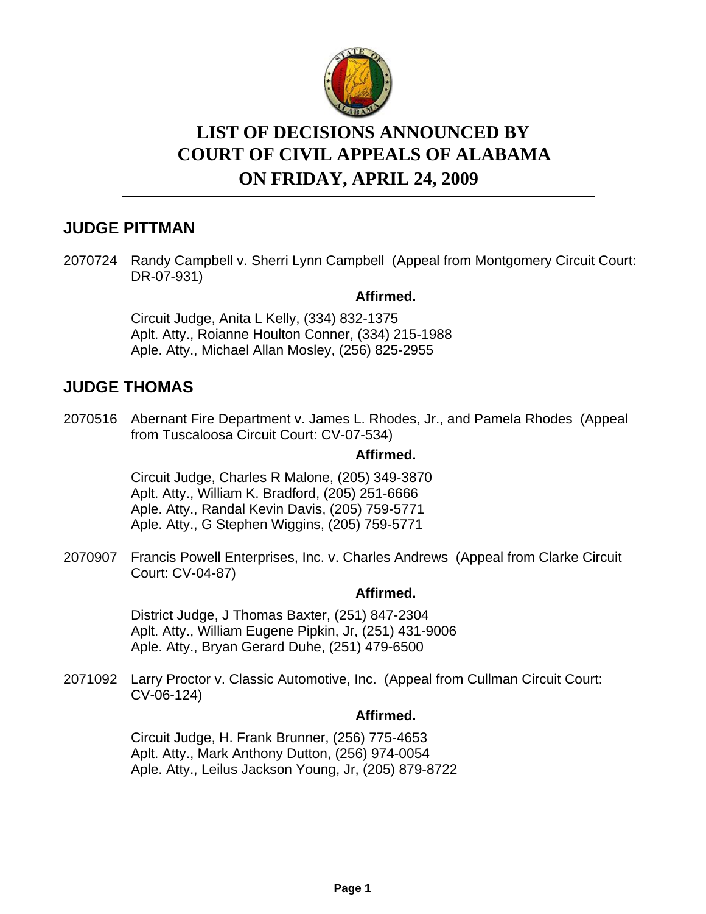# LIST OF DECISIONS ANNOUNCED BY COURT OF CIVIL APPEALS OF ALABAMA ON FRIDAY, APRIL 24, 2009

## JUDGE PITTMAN

2070724 Randy Campbell v. Sherri Lynn Campbell (Appeal from Montgomery Circuit Court: DR-07-931)

**Affirmed.**

Circuit Judge, Anita L Kelly, (334) 832-1375
Aplt. Atty., Roianne Houlton Conner, (334) 215-1988
Aple. Atty., Michael Allan Mosley, (256) 825-2955

## JUDGE THOMAS

2070516 Abernant Fire Department v. James L. Rhodes, Jr., and Pamela Rhodes (Appeal from Tuscaloosa Circuit Court: CV-07-534)

**Affirmed.**

Circuit Judge, Charles R Malone, (205) 349-3870
Aplt. Atty., William K. Bradford, (205) 251-6666
Aple. Atty., Randal Kevin Davis, (205) 759-5771
Aple. Atty., G Stephen Wiggins, (205) 759-5771

2070907 Francis Powell Enterprises, Inc. v. Charles Andrews (Appeal from Clarke Circuit Court: CV-04-87)

**Affirmed.**

District Judge, J Thomas Baxter, (251) 847-2304
Aplt. Atty., William Eugene Pipkin, Jr, (251) 431-9006
Aple. Atty., Bryan Gerard Duhe, (251) 479-6500

2071092 Larry Proctor v. Classic Automotive, Inc. (Appeal from Cullman Circuit Court: CV-06-124)

**Affirmed.**

Circuit Judge, H. Frank Brunner, (256) 775-4653
Aplt. Atty., Mark Anthony Dutton, (256) 974-0054
Aple. Atty., Leilus Jackson Young, Jr, (205) 879-8722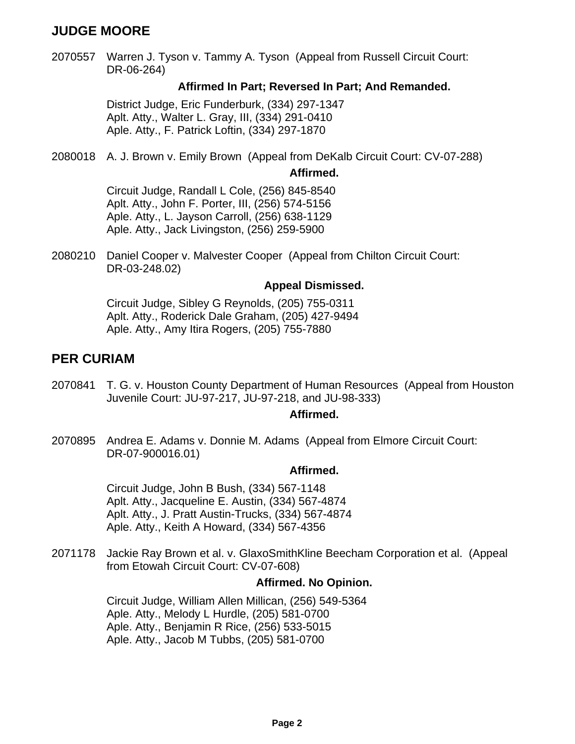## JUDGE MOORE

2070557 Warren J. Tyson v. Tammy A. Tyson (Appeal from Russell Circuit Court: DR-06-264)

**Affirmed In Part; Reversed In Part; And Remanded.**

District Judge, Eric Funderburk, (334) 297-1347
Aplt. Atty., Walter L. Gray, III, (334) 291-0410
Aple. Atty., F. Patrick Loftin, (334) 297-1870

2080018 A. J. Brown v. Emily Brown (Appeal from DeKalb Circuit Court: CV-07-288)

**Affirmed.**

Circuit Judge, Randall L Cole, (256) 845-8540
Aplt. Atty., John F. Porter, III, (256) 574-5156
Aple. Atty., L. Jayson Carroll, (256) 638-1129
Aple. Atty., Jack Livingston, (256) 259-5900

2080210 Daniel Cooper v. Malvester Cooper (Appeal from Chilton Circuit Court: DR-03-248.02)

**Appeal Dismissed.**

Circuit Judge, Sibley G Reynolds, (205) 755-0311
Aplt. Atty., Roderick Dale Graham, (205) 427-9494
Aple. Atty., Amy Itira Rogers, (205) 755-7880

## PER CURIAM

2070841 T. G. v. Houston County Department of Human Resources (Appeal from Houston Juvenile Court: JU-97-217, JU-97-218, and JU-98-333)

**Affirmed.**

2070895 Andrea E. Adams v. Donnie M. Adams (Appeal from Elmore Circuit Court: DR-07-900016.01)

**Affirmed.**

Circuit Judge, John B Bush, (334) 567-1148
Aplt. Atty., Jacqueline E. Austin, (334) 567-4874
Aplt. Atty., J. Pratt Austin-Trucks, (334) 567-4874
Aple. Atty., Keith A Howard, (334) 567-4356

2071178 Jackie Ray Brown et al. v. GlaxoSmithKline Beecham Corporation et al. (Appeal from Etowah Circuit Court: CV-07-608)

**Affirmed. No Opinion.**

Circuit Judge, William Allen Millican, (256) 549-5364
Aple. Atty., Melody L Hurdle, (205) 581-0700
Aple. Atty., Benjamin R Rice, (256) 533-5015
Aple. Atty., Jacob M Tubbs, (205) 581-0700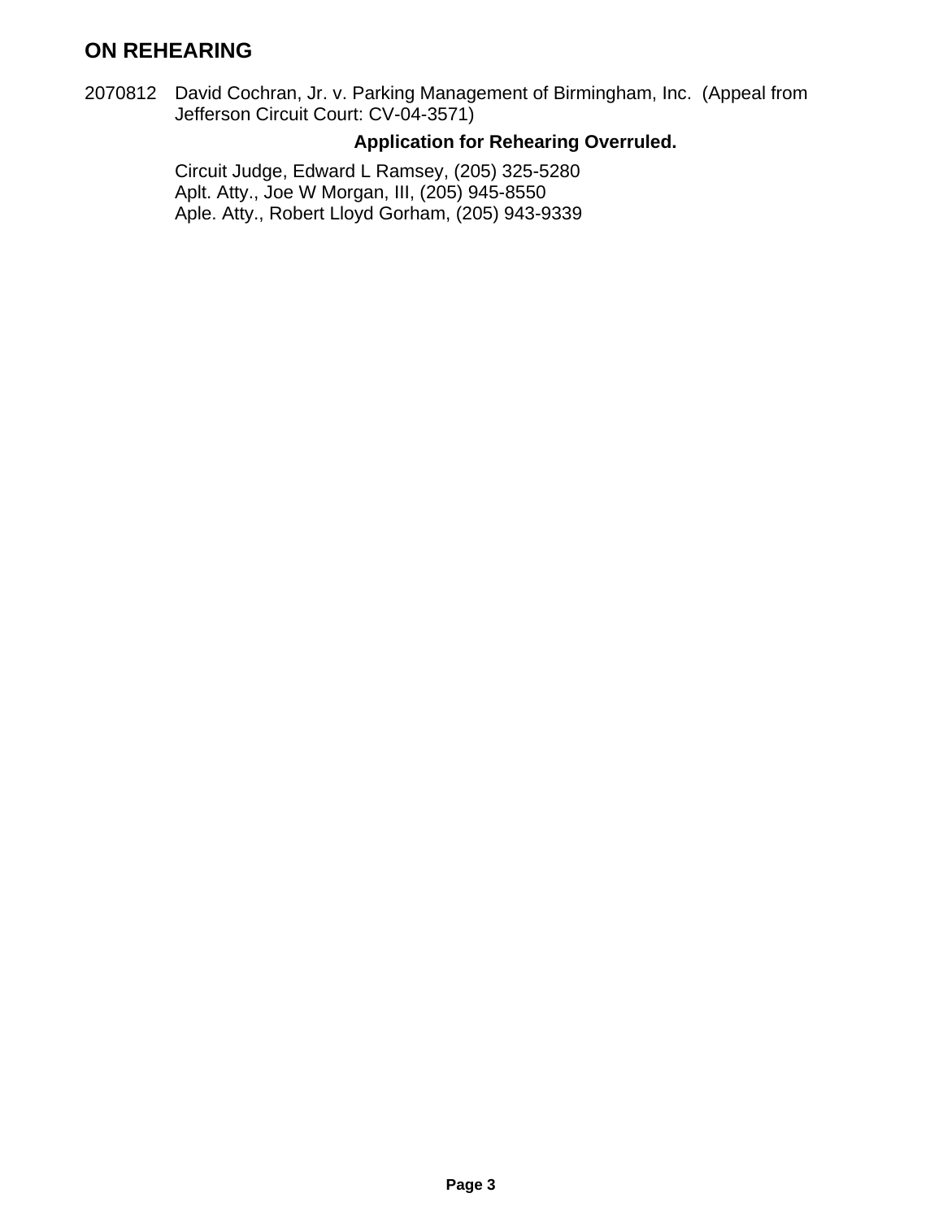## ON REHEARING

2070812 David Cochran, Jr. v. Parking Management of Birmingham, Inc. (Appeal from Jefferson Circuit Court: CV-04-3571)

**Application for Rehearing Overruled.**

Circuit Judge, Edward L Ramsey, (205) 325-5280
Aplt. Atty., Joe W Morgan, III, (205) 945-8550
Aple. Atty., Robert Lloyd Gorham, (205) 943-9339